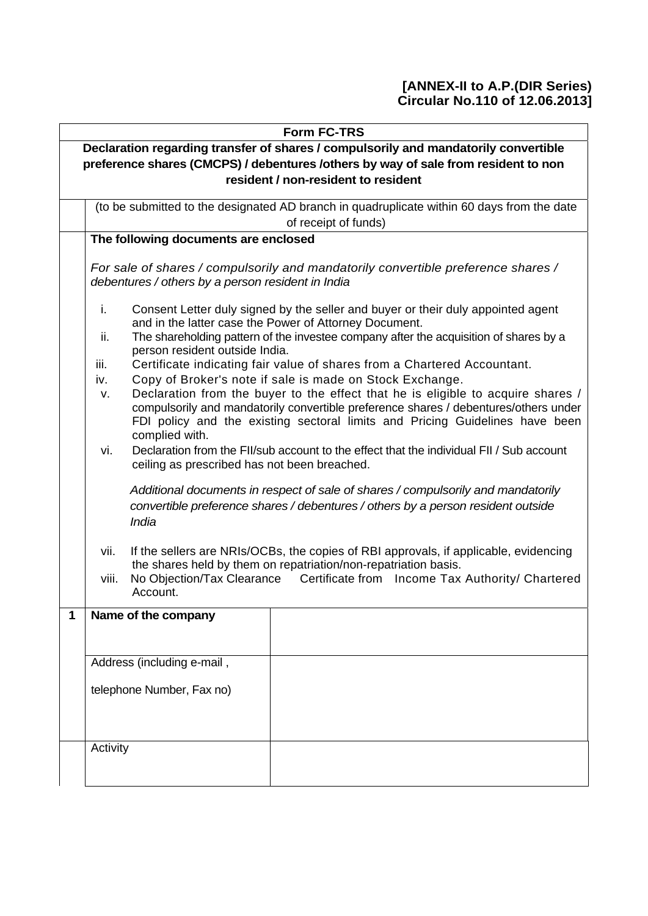**[ANNEX-II to A.P.(DIR Series) Circular No.110 of 12.06.2013]**

## Form FC-TRS

**Declaration regarding transfer of shares / compulsorily and mandatorily convertible preference shares (CMCPS) / debentures /others by way of sale from resident to non resident / non-resident to resident**

(to be submitted to the designated AD branch in quadruplicate within 60 days from the date of receipt of funds)

**The following documents are enclosed**

*For sale of shares / compulsorily and mandatorily convertible preference shares / debentures / others by a person resident in India*

i. Consent Letter duly signed by the seller and buyer or their duly appointed agent and in the latter case the Power of Attorney Document.

ii. The shareholding pattern of the investee company after the acquisition of shares by a person resident outside India.

iii. Certificate indicating fair value of shares from a Chartered Accountant.

iv. Copy of Broker's note if sale is made on Stock Exchange.

v. Declaration from the buyer to the effect that he is eligible to acquire shares / compulsorily and mandatorily convertible preference shares / debentures/others under FDI policy and the existing sectoral limits and Pricing Guidelines have been complied with.

vi. Declaration from the FII/sub account to the effect that the individual FII / Sub account ceiling as prescribed has not been breached.

*Additional documents in respect of sale of shares / compulsorily and mandatorily convertible preference shares / debentures / others by a person resident outside India*

vii. If the sellers are NRIs/OCBs, the copies of RBI approvals, if applicable, evidencing the shares held by them on repatriation/non-repatriation basis.

viii. No Objection/Tax Clearance Certificate from Income Tax Authority/ Chartered Account.

| | | |
|---|---|---|
| 1 | **Name of the company** | |
| | Address (including e-mail , telephone Number, Fax no) | |
| | Activity | |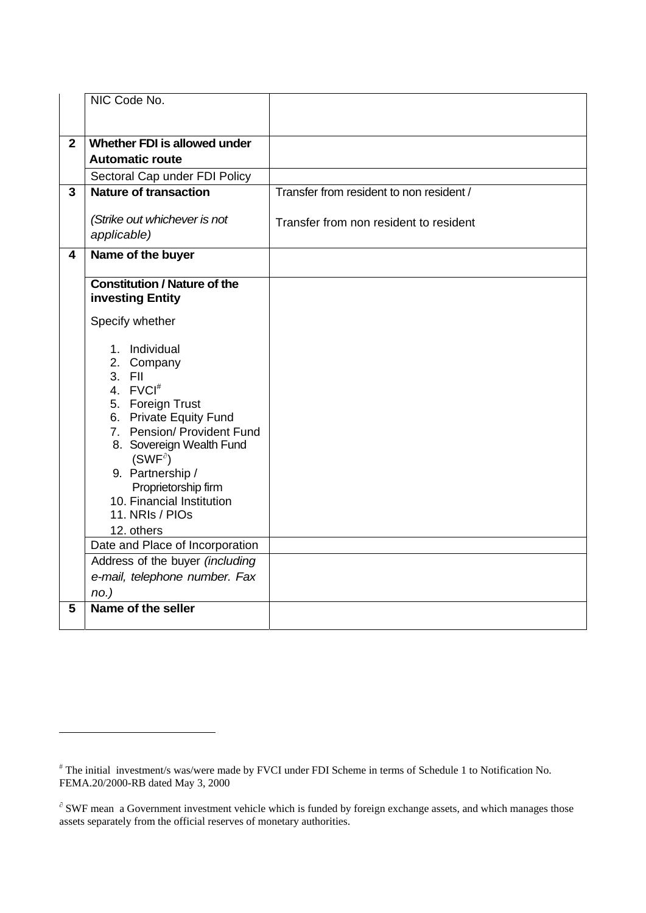| | | |
|---|---|---|
| | NIC Code No. | |
| **2** | **Whether FDI is allowed under Automatic route** | |
| | Sectoral Cap under FDI Policy | |
| **3** | **Nature of transaction**<br><br>*(Strike out whichever is not applicable)* | Transfer from resident to non resident /<br><br>Transfer from non resident to resident |
| **4** | **Name of the buyer** | |
| | **Constitution / Nature of the investing Entity**<br><br>Specify whether<br><br>1. Individual<br>2. Company<br>3. FII<br>4. FVCI[#]<br>5. Foreign Trust<br>6. Private Equity Fund<br>7. Pension/ Provident Fund<br>8. Sovereign Wealth Fund (SWF[∂])<br>9. Partnership / Proprietorship firm<br>10. Financial Institution<br>11. NRIs / PIOs<br>12. others | |
| | Date and Place of Incorporation | |
| | Address of the buyer *(including e-mail, telephone number. Fax no.)* | |
| **5** | **Name of the seller** | |

[#] The initial investment/s was/were made by FVCI under FDI Scheme in terms of Schedule 1 to Notification No. FEMA.20/2000-RB dated May 3, 2000

[∂] SWF mean a Government investment vehicle which is funded by foreign exchange assets, and which manages those assets separately from the official reserves of monetary authorities.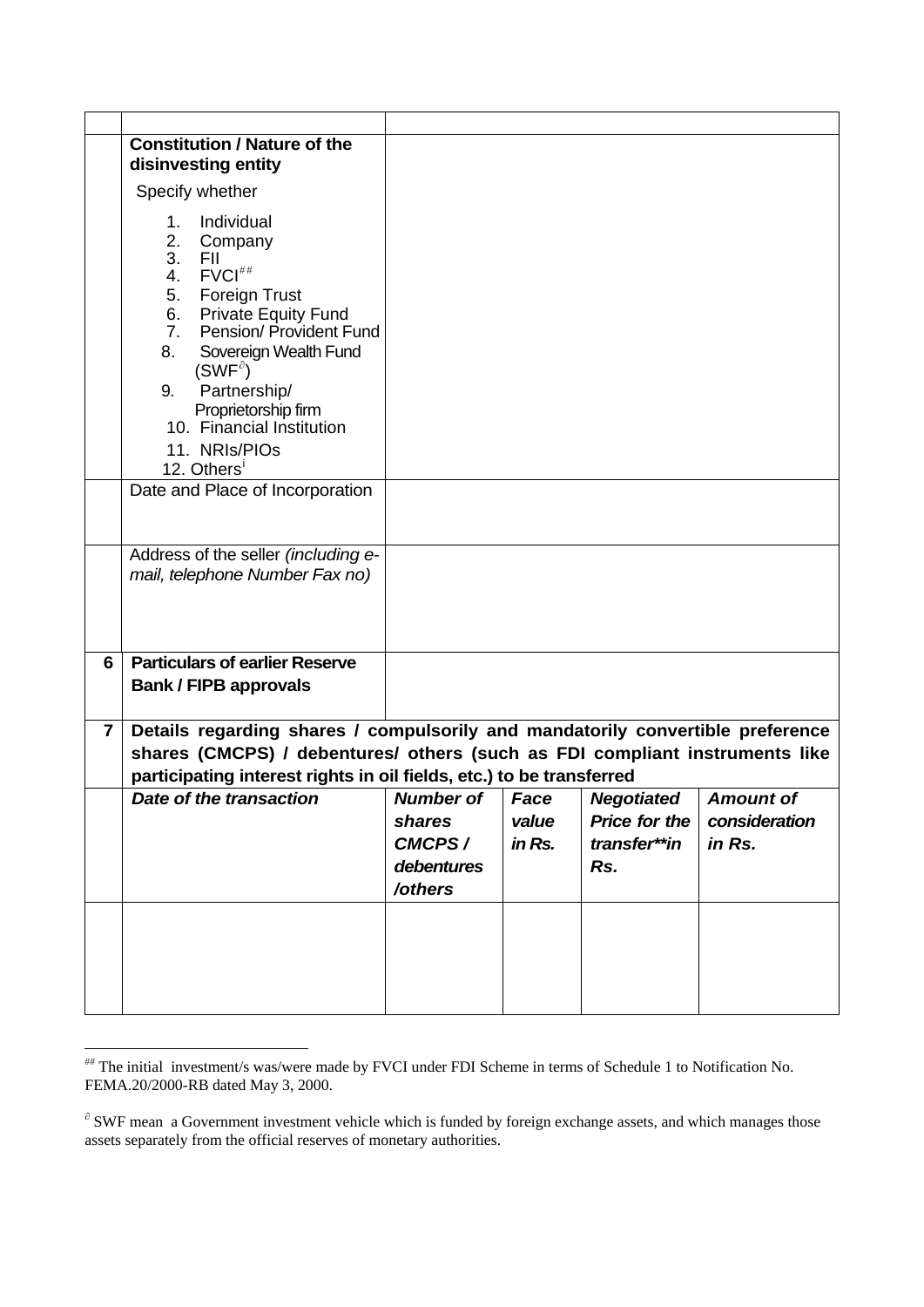| | | | | | |
|---|---|---|---|---|---|
| | | | | | |
| | **Constitution / Nature of the disinvesting entity**<br><br>Specify whether<br><br>1. Individual<br>2. Company<br>3. FII<br>4. FVCI[##]<br>5. Foreign Trust<br>6. Private Equity Fund<br>7. Pension/ Provident Fund<br>8. Sovereign Wealth Fund (SWF[∂])<br>9. Partnership/ Proprietorship firm<br>10. Financial Institution<br>11. NRIs/PIOs<br>12. Others[i] | | | | |
| | Date and Place of Incorporation | | | | |
| | Address of the seller *(including e-mail, telephone Number Fax no)* | | | | |
| **6** | **Particulars of earlier Reserve Bank / FIPB approvals** | | | | |
| **7** | **Details regarding shares / compulsorily and mandatorily convertible preference shares (CMCPS) / debentures/ others (such as FDI compliant instruments like participating interest rights in oil fields, etc.) to be transferred** | | | | |
| | ***Date of the transaction*** | ***Number of shares CMCPS / debentures /others*** | ***Face value in Rs.*** | ***Negotiated Price for the transfer\*\*in Rs.*** | ***Amount of consideration in Rs.*** |
| | | | | | |

[##] The initial investment/s was/were made by FVCI under FDI Scheme in terms of Schedule 1 to Notification No. FEMA.20/2000-RB dated May 3, 2000.

[∂] SWF mean a Government investment vehicle which is funded by foreign exchange assets, and which manages those assets separately from the official reserves of monetary authorities.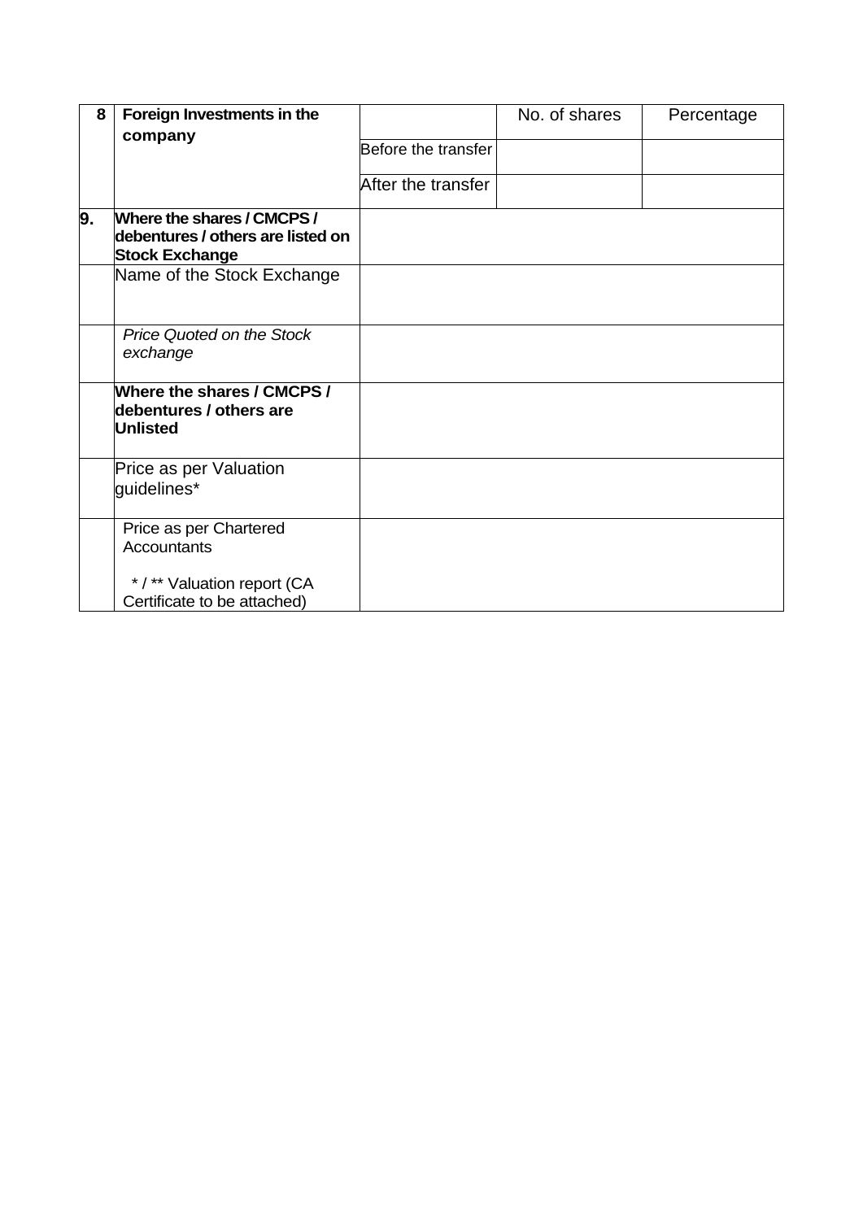| 8 | **Foreign Investments in the company** | | No. of shares | Percentage |
|---|---|---|---|---|
| | | Before the transfer | | |
| | | After the transfer | | |
| **9.** | **Where the shares / CMCPS / debentures / others are listed on Stock Exchange** | | | |
| | Name of the Stock Exchange | | | |
| | *Price Quoted on the Stock exchange* | | | |
| | **Where the shares / CMCPS / debentures / others are Unlisted** | | | |
| | Price as per Valuation guidelines* | | | |
| | Price as per Chartered Accountants<br><br>* / ** Valuation report (CA Certificate to be attached) | | | |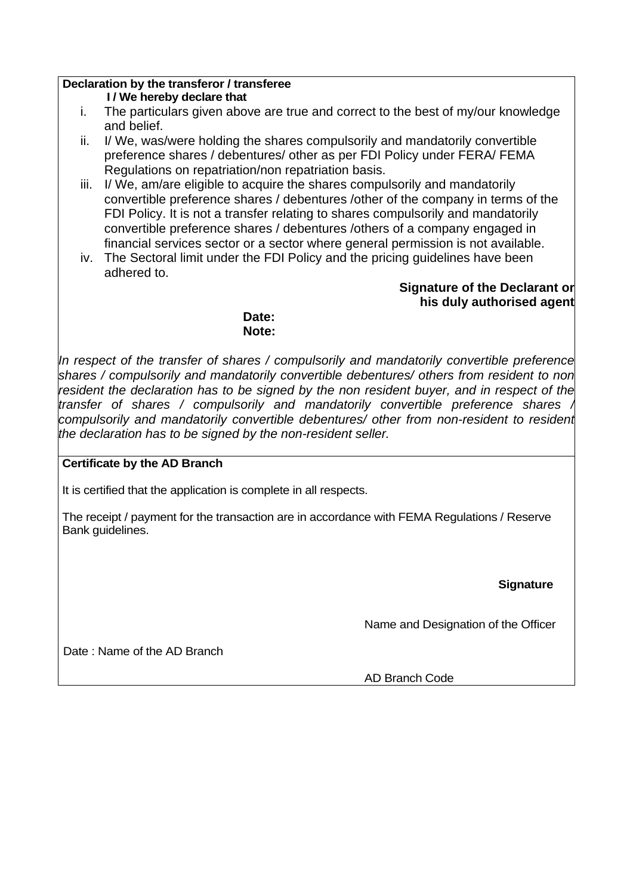**Declaration by the transferor / transferee**

**I / We hereby declare that**

i. The particulars given above are true and correct to the best of my/our knowledge and belief.
ii. I/ We, was/were holding the shares compulsorily and mandatorily convertible preference shares / debentures/ other as per FDI Policy under FERA/ FEMA Regulations on repatriation/non repatriation basis.
iii. I/ We, am/are eligible to acquire the shares compulsorily and mandatorily convertible preference shares / debentures /other of the company in terms of the FDI Policy. It is not a transfer relating to shares compulsorily and mandatorily convertible preference shares / debentures /others of a company engaged in financial services sector or a sector where general permission is not available.
iv. The Sectoral limit under the FDI Policy and the pricing guidelines have been adhered to.

**Signature of the Declarant or his duly authorised agent**

**Date:**

**Note:**

*In respect of the transfer of shares / compulsorily and mandatorily convertible preference shares / compulsorily and mandatorily convertible debentures/ others from resident to non resident the declaration has to be signed by the non resident buyer, and in respect of the transfer of shares / compulsorily and mandatorily convertible preference shares / compulsorily and mandatorily convertible debentures/ other from non-resident to resident the declaration has to be signed by the non-resident seller.*

**Certificate by the AD Branch**

It is certified that the application is complete in all respects.

The receipt / payment for the transaction are in accordance with FEMA Regulations / Reserve Bank guidelines.

**Signature**

Name and Designation of the Officer

Date : Name of the AD Branch

AD Branch Code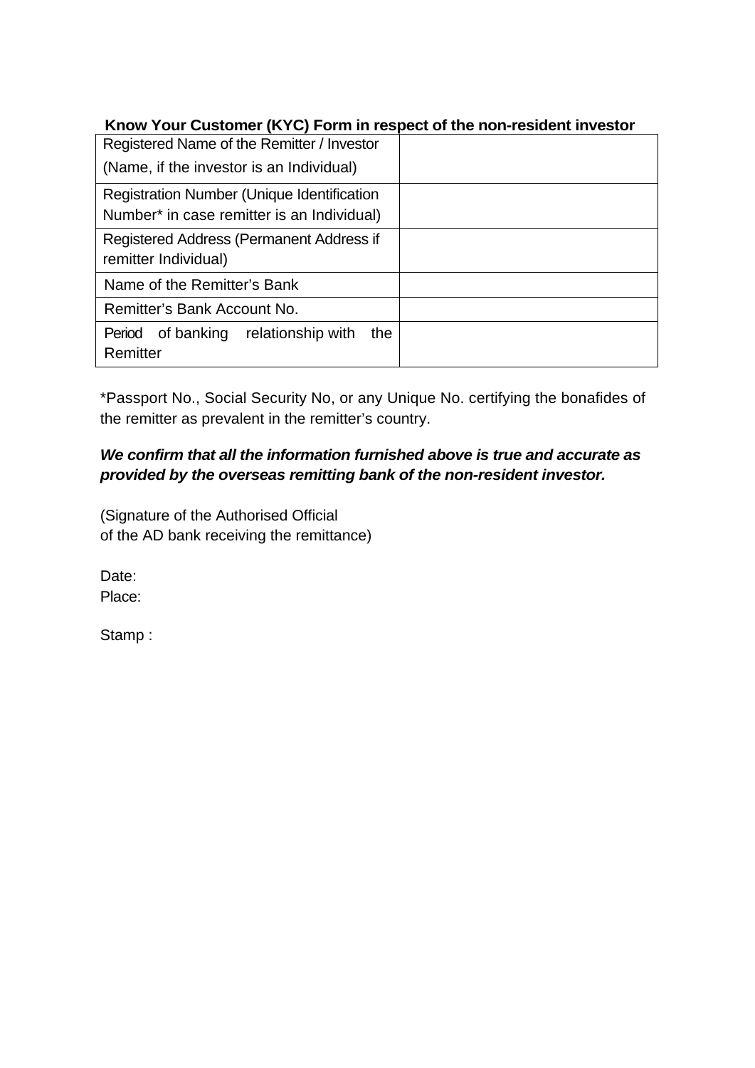## Know Your Customer (KYC) Form in respect of the non-resident investor

| | |
|---|---|
| Registered Name of the Remitter / Investor (Name, if the investor is an Individual) | |
| Registration Number (Unique Identification Number* in case remitter is an Individual) | |
| Registered Address (Permanent Address if remitter Individual) | |
| Name of the Remitter's Bank | |
| Remitter's Bank Account No. | |
| Period of banking relationship with the Remitter | |

*Passport No., Social Security No, or any Unique No. certifying the bonafides of the remitter as prevalent in the remitter's country.

***We confirm that all the information furnished above is true and accurate as provided by the overseas remitting bank of the non-resident investor.***

(Signature of the Authorised Official
of the AD bank receiving the remittance)

Date:
Place:

Stamp :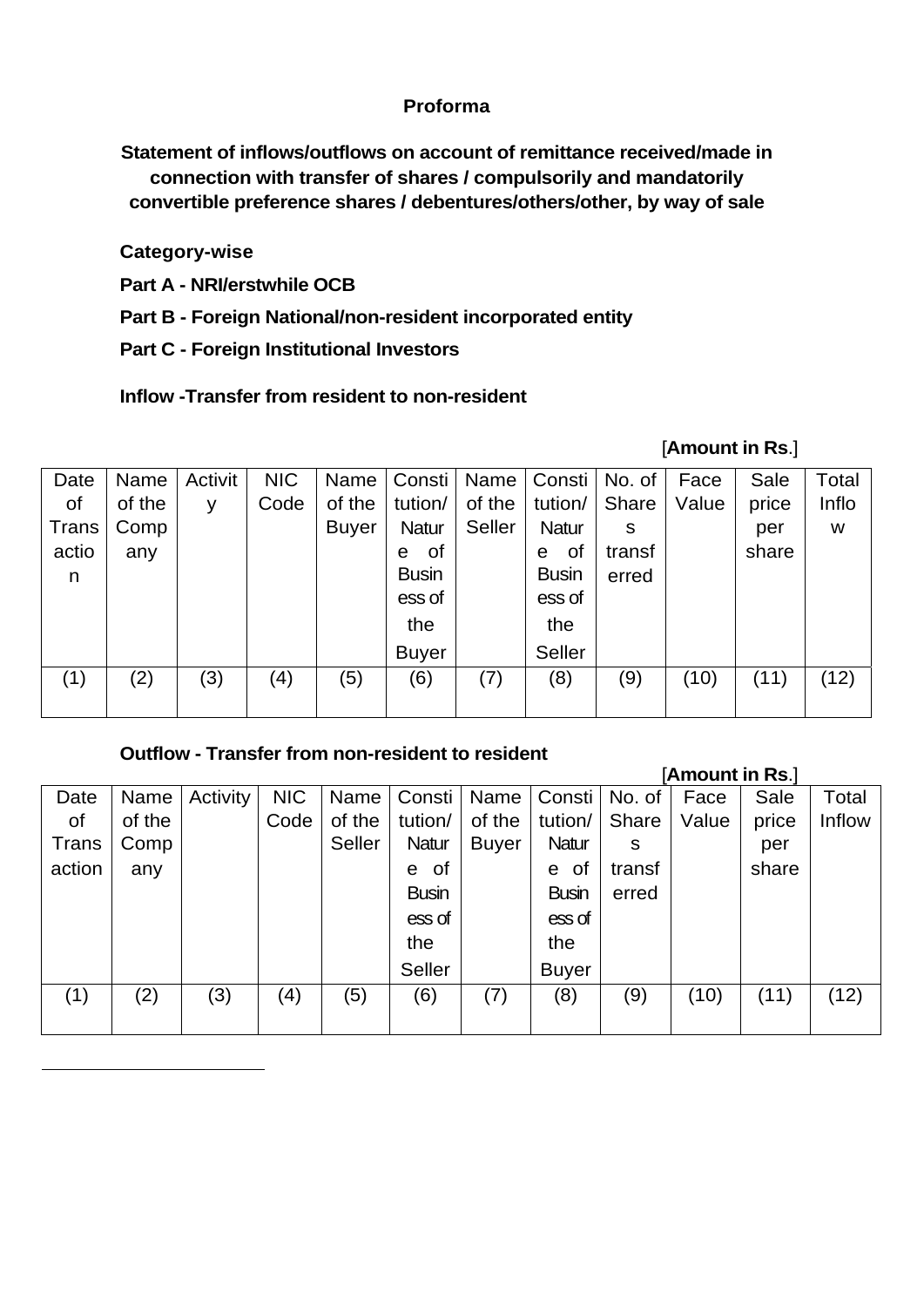**Proforma**

**Statement of inflows/outflows on account of remittance received/made in connection with transfer of shares / compulsorily and mandatorily convertible preference shares / debentures/others/other, by way of sale**

**Category-wise**

**Part A - NRI/erstwhile OCB**

**Part B - Foreign National/non-resident incorporated entity**

**Part C - Foreign Institutional Investors**

**Inflow -Transfer from resident to non-resident**

[**Amount in Rs**.]

| Date of Transaction | Name of the Company | Activity | NIC Code | Name of the Buyer | Constitution/ Nature of Business of the Buyer | Name of the Seller | Constitution/ Nature of Business of the Seller | No. of Shares transferred | Face Value | Sale price per share | Total Inflow |
|---|---|---|---|---|---|---|---|---|---|---|---|
| (1) | (2) | (3) | (4) | (5) | (6) | (7) | (8) | (9) | (10) | (11) | (12) |

**Outflow - Transfer from non-resident to resident**

[**Amount in Rs**.]

| Date of Transaction | Name of the Company | Activity | NIC Code | Name of the Seller | Constitution/ Nature of Business of the Seller | Name of the Buyer | Constitution/ Nature of Business of the Buyer | No. of Shares transferred | Face Value | Sale price per share | Total Inflow |
|---|---|---|---|---|---|---|---|---|---|---|---|
| (1) | (2) | (3) | (4) | (5) | (6) | (7) | (8) | (9) | (10) | (11) | (12) |